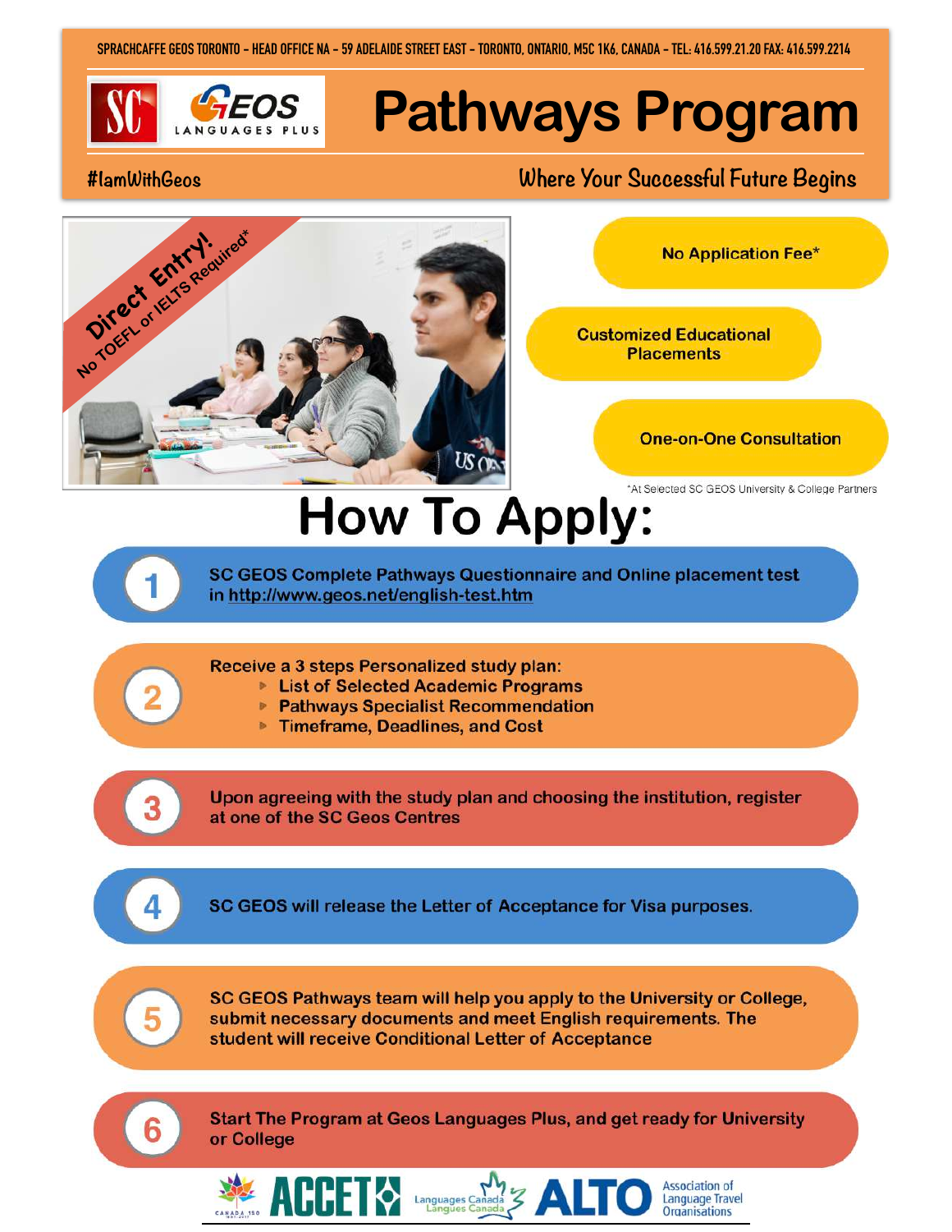SPRACHCAFFE GEOS TORONTO - HEAD OFFICE NA - 59 ADELAIDE STREET EAST - TORONTO, ONTARIO, M5C 1K6, CANADA - TEL: 416.599.21.20 FAX: 416.599.2214

# Pathways Program

#IamWithGeos

Where Your Successful Future Begins

Direct Entry!
No TOEFL or IELTS Required*

- No Application Fee*
- Customized Educational Placements
- One-on-One Consultation

*At Selected SC GEOS University & College Partners

# How To Apply:

1. SC GEOS Complete Pathways Questionnaire and Online placement test in http://www.geos.net/english-test.htm

2. Receive a 3 steps Personalized study plan:
   - List of Selected Academic Programs
   - Pathways Specialist Recommendation
   - Timeframe, Deadlines, and Cost

3. Upon agreeing with the study plan and choosing the institution, register at one of the SC Geos Centres

4. SC GEOS will release the Letter of Acceptance for Visa purposes.

5. SC GEOS Pathways team will help you apply to the University or College, submit necessary documents and meet English requirements. The student will receive Conditional Letter of Acceptance

6. Start The Program at Geos Languages Plus, and get ready for University or College

ACCET | Languages Canada / Langues Canada | ALTO Association of Language Travel Organisations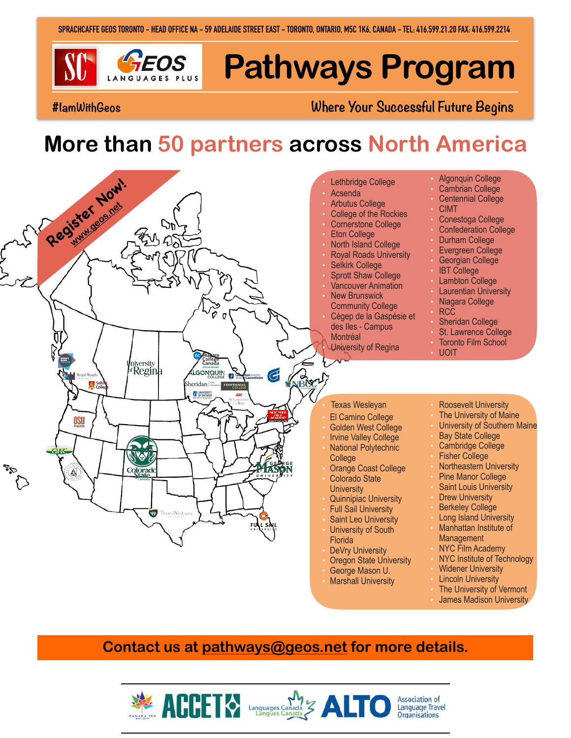SPRACHCAFFE GEOS TORONTO – HEAD OFFICE NA – 59 ADELAIDE STREET EAST – TORONTO, ONTARIO, M5C 1K6, CANADA – TEL: 416.599.21.20 FAX: 416.599.2214

# Pathways Program

#IamWithGeos

Where Your Successful Future Begins

## More than 50 partners across North America

Register Now!
www.geos.net

- Lethbridge College
- Acsenda
- Arbutus College
- College of the Rockies
- Cornerstone College
- Eton College
- North Island College
- Royal Roads University
- Selkirk College
- Sprott Shaw College
- Vancouver Animation
- New Brunswick Community College
- Cégep de la Gaspésie et des Iles - Campus Montréal
- University of Regina
- Algonquin College
- Cambrian College
- Centennial College
- CIMT
- Conestoga College
- Confederation College
- Durham College
- Evergreen College
- Georgian College
- IBT College
- Lambton College
- Laurentian University
- Niagara College
- RCC
- Sheridan College
- St. Lawrence College
- Toronto Film School
- UOIT

- Texas Wesleyan
- El Camino College
- Golden West College
- Irvine Valley College
- National Polytechnic College
- Orange Coast College
- Colorado State University
- Quinnipiac University
- Full Sail University
- Saint Leo University
- University of South Florida
- DeVry University
- Oregon State University
- George Mason U.
- Marshall University
- Roosevelt University
- The University of Maine
- University of Southern Maine
- Bay State College
- Cambridge College
- Fisher College
- Northeastern University
- Pine Manor College
- Saint Louis University
- Drew University
- Berkeley College
- Long Island University
- Manhattan Institute of Management
- NYC Film Academy
- NYC Institute of Technology
- Widener University
- Lincoln University
- The University of Vermont
- James Madison University

**Contact us at pathways@geos.net for more details.**